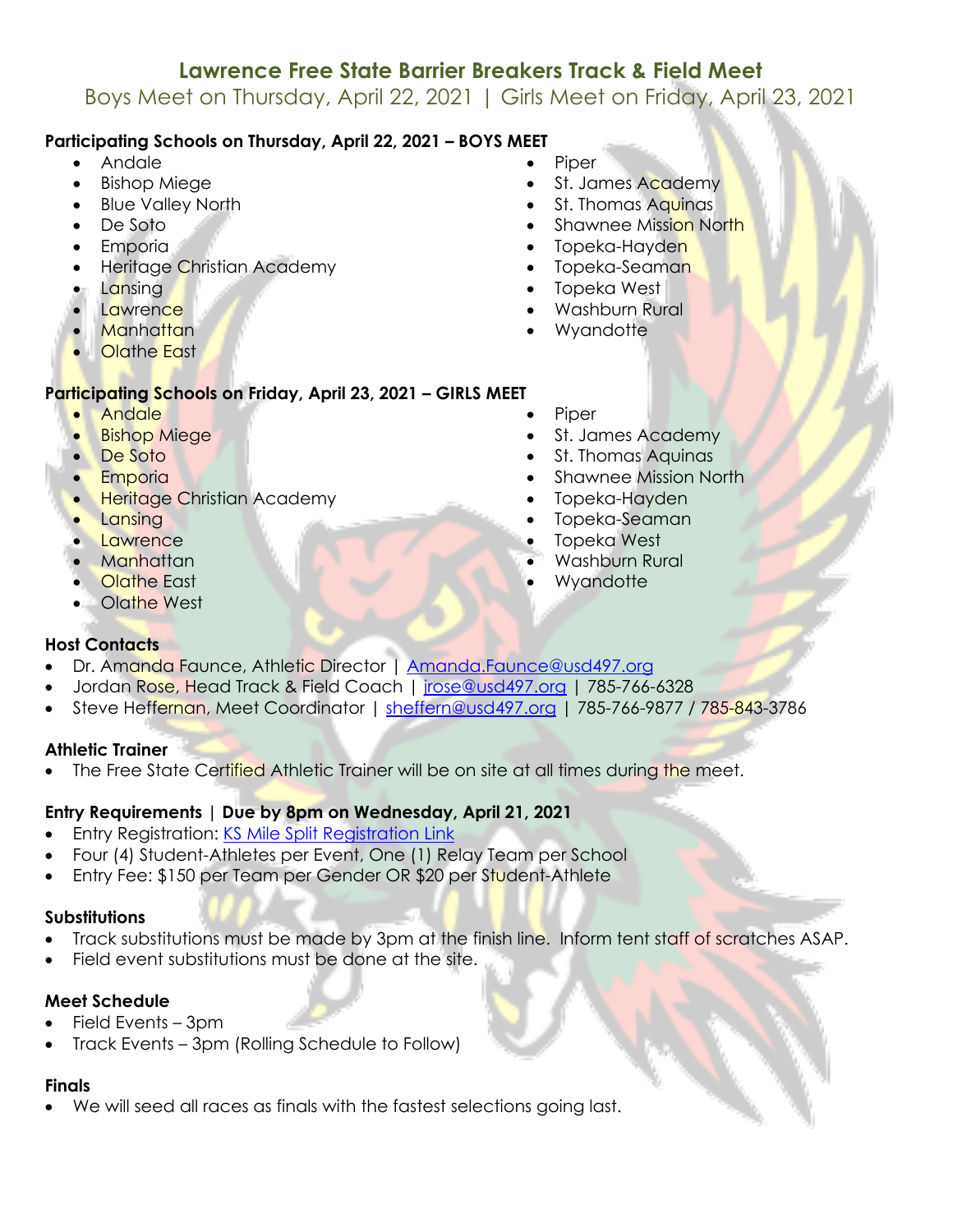# Lawrence Free State Barrier Breakers Track & Field Meet

Boys Meet on Thursday, April 22, 2021 | Girls Meet on Friday, April 23, 2021

**Participating Schools on Thursday, April 22, 2021 – BOYS MEET**

- Andale
- Bishop Miege
- Blue Valley North
- De Soto
- Emporia
- Heritage Christian Academy
- Lansing
- Lawrence
- Manhattan
- Olathe East
- Piper
- St. James Academy
- St. Thomas Aquinas
- Shawnee Mission North
- Topeka-Hayden
- Topeka-Seaman
- Topeka West
- Washburn Rural
- Wyandotte

**Participating Schools on Friday, April 23, 2021 – GIRLS MEET**

- Andale
- Bishop Miege
- De Soto
- Emporia
- Heritage Christian Academy
- Lansing
- Lawrence
- Manhattan
- Olathe East
- Olathe West
- Piper
- St. James Academy
- St. Thomas Aquinas
- Shawnee Mission North
- Topeka-Hayden
- Topeka-Seaman
- Topeka West
- Washburn Rural
- Wyandotte

**Host Contacts**

- Dr. Amanda Faunce, Athletic Director | Amanda.Faunce@usd497.org
- Jordan Rose, Head Track & Field Coach | jrose@usd497.org | 785-766-6328
- Steve Heffernan, Meet Coordinator | sheffern@usd497.org | 785-766-9877 / 785-843-3786

**Athletic Trainer**

- The Free State Certified Athletic Trainer will be on site at all times during the meet.

**Entry Requirements | Due by 8pm on Wednesday, April 21, 2021**

- Entry Registration: KS Mile Split Registration Link
- Four (4) Student-Athletes per Event, One (1) Relay Team per School
- Entry Fee: $150 per Team per Gender OR $20 per Student-Athlete

**Substitutions**

- Track substitutions must be made by 3pm at the finish line. Inform tent staff of scratches ASAP.
- Field event substitutions must be done at the site.

**Meet Schedule**

- Field Events – 3pm
- Track Events – 3pm (Rolling Schedule to Follow)

**Finals**

- We will seed all races as finals with the fastest selections going last.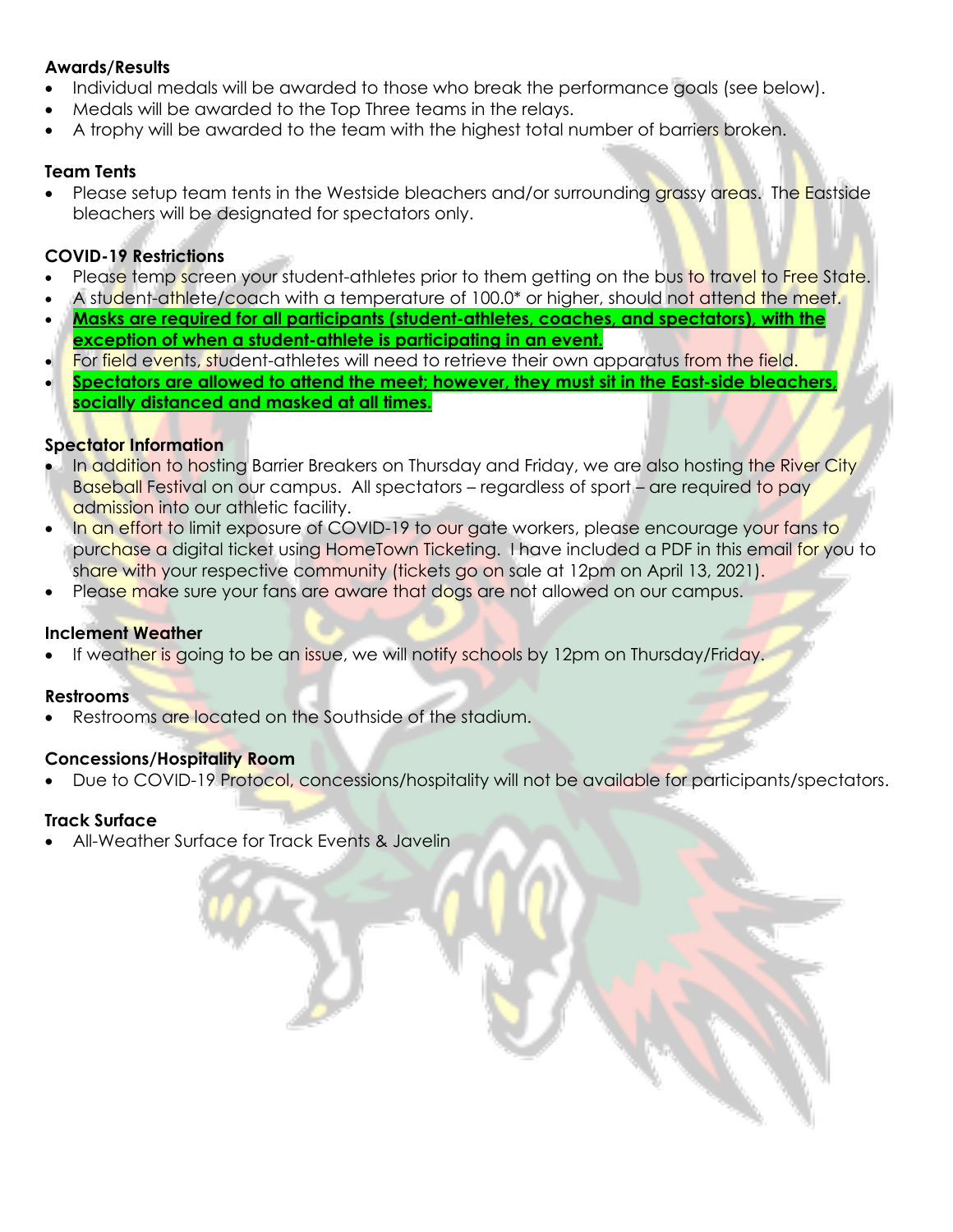**Awards/Results**

- Individual medals will be awarded to those who break the performance goals (see below).
- Medals will be awarded to the Top Three teams in the relays.
- A trophy will be awarded to the team with the highest total number of barriers broken.

**Team Tents**

- Please setup team tents in the Westside bleachers and/or surrounding grassy areas. The Eastside bleachers will be designated for spectators only.

**COVID-19 Restrictions**

- Please temp screen your student-athletes prior to them getting on the bus to travel to Free State.
- A student-athlete/coach with a temperature of 100.0* or higher, should not attend the meet.
- **Masks are required for all participants (student-athletes, coaches, and spectators), with the exception of when a student-athlete is participating in an event.**
- For field events, student-athletes will need to retrieve their own apparatus from the field.
- **Spectators are allowed to attend the meet; however, they must sit in the East-side bleachers, socially distanced and masked at all times.**

**Spectator Information**

- In addition to hosting Barrier Breakers on Thursday and Friday, we are also hosting the River City Baseball Festival on our campus. All spectators – regardless of sport – are required to pay admission into our athletic facility.
- In an effort to limit exposure of COVID-19 to our gate workers, please encourage your fans to purchase a digital ticket using HomeTown Ticketing. I have included a PDF in this email for you to share with your respective community (tickets go on sale at 12pm on April 13, 2021).
- Please make sure your fans are aware that dogs are not allowed on our campus.

**Inclement Weather**

- If weather is going to be an issue, we will notify schools by 12pm on Thursday/Friday.

**Restrooms**

- Restrooms are located on the Southside of the stadium.

**Concessions/Hospitality Room**

- Due to COVID-19 Protocol, concessions/hospitality will not be available for participants/spectators.

**Track Surface**

- All-Weather Surface for Track Events & Javelin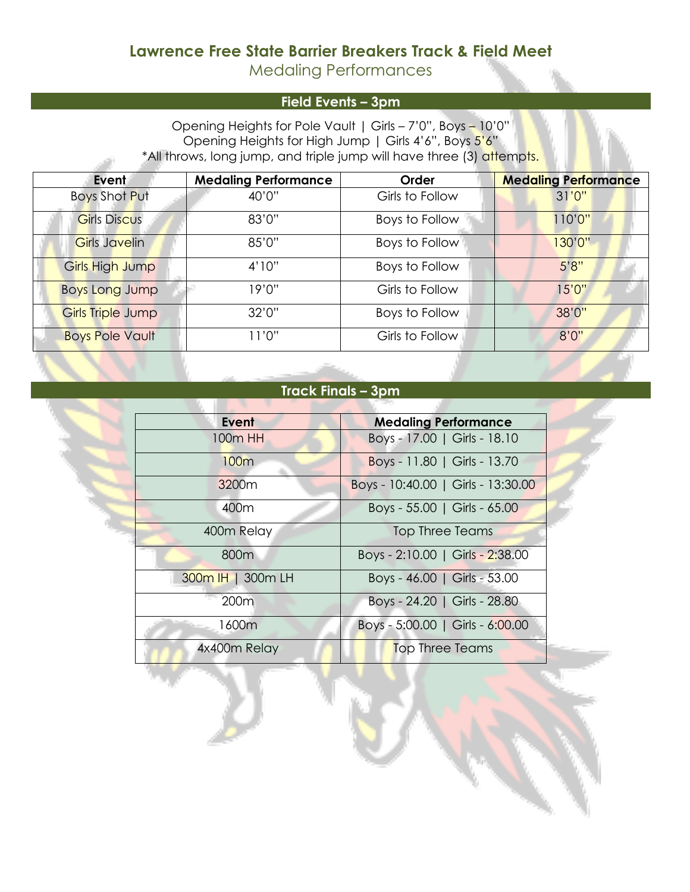# Lawrence Free State Barrier Breakers Track & Field Meet

Medaling Performances

## Field Events – 3pm

Opening Heights for Pole Vault | Girls – 7'0", Boys – 10'0"
Opening Heights for High Jump | Girls 4'6", Boys 5'6"
*All throws, long jump, and triple jump will have three (3) attempts.

| Event | Medaling Performance | Order | Medaling Performance |
|---|---|---|---|
| Boys Shot Put | 40'0" | Girls to Follow | 31'0" |
| Girls Discus | 83'0" | Boys to Follow | 110'0" |
| Girls Javelin | 85'0" | Boys to Follow | 130'0" |
| Girls High Jump | 4'10" | Boys to Follow | 5'8" |
| Boys Long Jump | 19'0" | Girls to Follow | 15'0" |
| Girls Triple Jump | 32'0" | Boys to Follow | 38'0" |
| Boys Pole Vault | 11'0" | Girls to Follow | 8'0" |

## Track Finals – 3pm

| Event | Medaling Performance |
|---|---|
| 100m HH | Boys - 17.00 \| Girls - 18.10 |
| 100m | Boys - 11.80 \| Girls - 13.70 |
| 3200m | Boys - 10:40.00 \| Girls - 13:30.00 |
| 400m | Boys - 55.00 \| Girls - 65.00 |
| 400m Relay | Top Three Teams |
| 800m | Boys - 2:10.00 \| Girls - 2:38.00 |
| 300m IH \| 300m LH | Boys - 46.00 \| Girls - 53.00 |
| 200m | Boys - 24.20 \| Girls - 28.80 |
| 1600m | Boys - 5:00.00 \| Girls - 6:00.00 |
| 4x400m Relay | Top Three Teams |